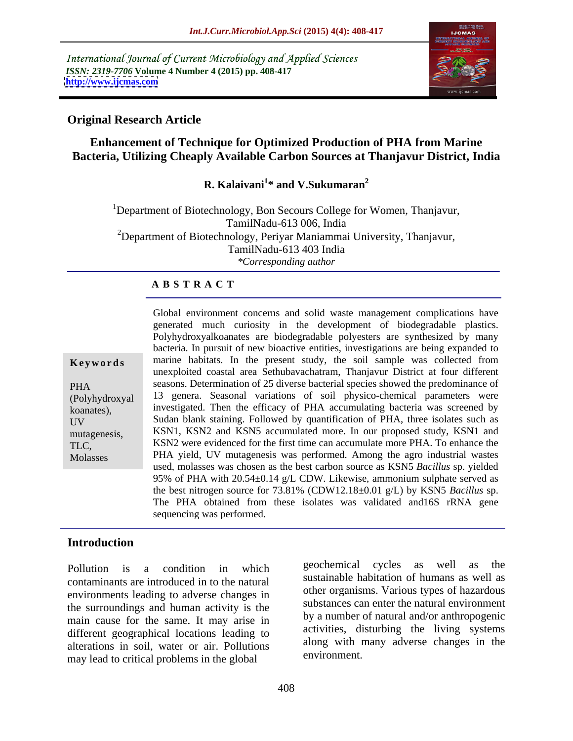International Journal of Current Microbiology and Applied Sciences
*ISSN: 2319-7706* **Volume 4 Number 4 (2015) pp. 408-417**
**http://www.ijcmas.com**

**Original Research Article**

# Enhancement of Technique for Optimized Production of PHA from Marine Bacteria, Utilizing Cheaply Available Carbon Sources at Thanjavur District, India

**R. Kalaivani[1]* and V.Sukumaran[2]**

[1]Department of Biotechnology, Bon Secours College for Women, Thanjavur, TamilNadu-613 006, India
[2]Department of Biotechnology, Periyar Maniammai University, Thanjavur, TamilNadu-613 403 India
*\*Corresponding author*

## ABSTRACT

**Keywords**

PHA (Polyhydroxyalkoanates), UV mutagenesis, TLC, Molasses

Global environment concerns and solid waste management complications have generated much curiosity in the development of biodegradable plastics. Polyhydroxyalkoanates are biodegradable polyesters are synthesized by many bacteria. In pursuit of new bioactive entities, investigations are being expanded to marine habitats. In the present study, the soil sample was collected from unexploited coastal area Sethubavachatram, Thanjavur District at four different seasons. Determination of 25 diverse bacterial species showed the predominance of 13 genera. Seasonal variations of soil physico-chemical parameters were investigated. Then the efficacy of PHA accumulating bacteria was screened by Sudan blank staining. Followed by quantification of PHA, three isolates such as KSN1, KSN2 and KSN5 accumulated more. In our proposed study, KSN1 and KSN2 were evidenced for the first time can accumulate more PHA. To enhance the PHA yield, UV mutagenesis was performed. Among the agro industrial wastes used, molasses was chosen as the best carbon source as KSN5 *Bacillus* sp. yielded 95% of PHA with 20.54±0.14 g/L CDW. Likewise, ammonium sulphate served as the best nitrogen source for 73.81% (CDW12.18±0.01 g/L) by KSN5 *Bacillus* sp. The PHA obtained from these isolates was validated and16S rRNA gene sequencing was performed.

## Introduction

Pollution is a condition in which contaminants are introduced in to the natural environments leading to adverse changes in the surroundings and human activity is the main cause for the same. It may arise in different geographical locations leading to alterations in soil, water or air. Pollutions may lead to critical problems in the global geochemical cycles as well as the sustainable habitation of humans as well as other organisms. Various types of hazardous substances can enter the natural environment by a number of natural and/or anthropogenic activities, disturbing the living systems along with many adverse changes in the environment.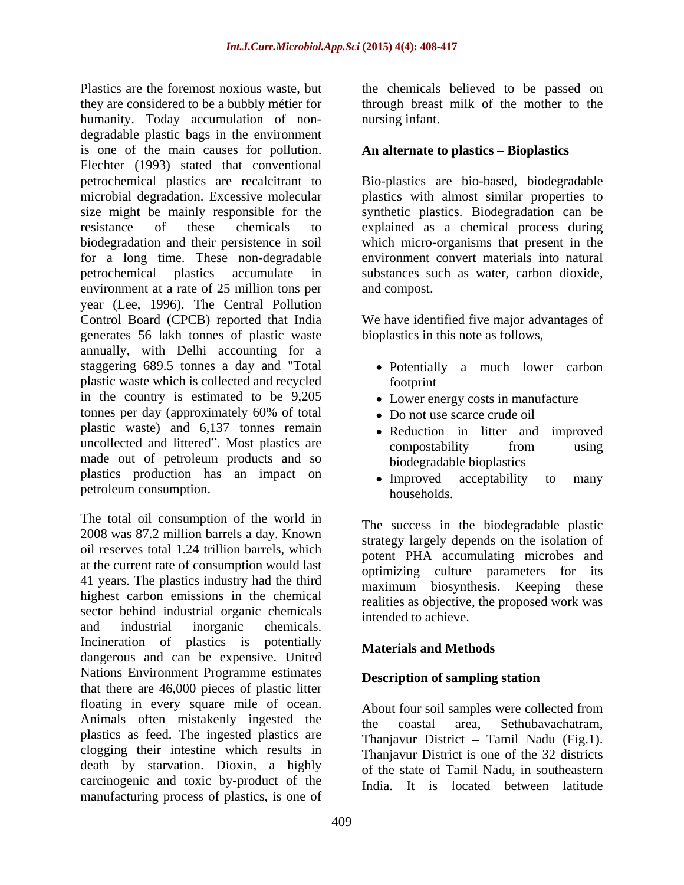Plastics are the foremost noxious waste, but they are considered to be a bubbly métier for humanity. Today accumulation of non-degradable plastic bags in the environment is one of the main causes for pollution. Flechter (1993) stated that conventional petrochemical plastics are recalcitrant to microbial degradation. Excessive molecular size might be mainly responsible for the resistance of these chemicals to biodegradation and their persistence in soil for a long time. These non-degradable petrochemical plastics accumulate in environment at a rate of 25 million tons per year (Lee, 1996). The Central Pollution Control Board (CPCB) reported that India generates 56 lakh tonnes of plastic waste annually, with Delhi accounting for a staggering 689.5 tonnes a day and "Total plastic waste which is collected and recycled in the country is estimated to be 9,205 tonnes per day (approximately 60% of total plastic waste) and 6,137 tonnes remain uncollected and littered". Most plastics are made out of petroleum products and so plastics production has an impact on petroleum consumption.

The total oil consumption of the world in 2008 was 87.2 million barrels a day. Known oil reserves total 1.24 trillion barrels, which at the current rate of consumption would last 41 years. The plastics industry had the third highest carbon emissions in the chemical sector behind industrial organic chemicals and industrial inorganic chemicals. Incineration of plastics is potentially dangerous and can be expensive. United Nations Environment Programme estimates that there are 46,000 pieces of plastic litter floating in every square mile of ocean. Animals often mistakenly ingested the plastics as feed. The ingested plastics are clogging their intestine which results in death by starvation. Dioxin, a highly carcinogenic and toxic by-product of the manufacturing process of plastics, is one of the chemicals believed to be passed on through breast milk of the mother to the nursing infant.

## An alternate to plastics – Bioplastics

Bio-plastics are bio-based, biodegradable plastics with almost similar properties to synthetic plastics. Biodegradation can be explained as a chemical process during which micro-organisms that present in the environment convert materials into natural substances such as water, carbon dioxide, and compost.

We have identified five major advantages of bioplastics in this note as follows,

- Potentially a much lower carbon footprint
- Lower energy costs in manufacture
- Do not use scarce crude oil
- Reduction in litter and improved compostability from using biodegradable bioplastics
- Improved acceptability to many households.

The success in the biodegradable plastic strategy largely depends on the isolation of potent PHA accumulating microbes and optimizing culture parameters for its maximum biosynthesis. Keeping these realities as objective, the proposed work was intended to achieve.

## Materials and Methods

### Description of sampling station

About four soil samples were collected from the coastal area, Sethubavachatram, Thanjavur District – Tamil Nadu (Fig.1). Thanjavur District is one of the 32 districts of the state of Tamil Nadu, in southeastern India. It is located between latitude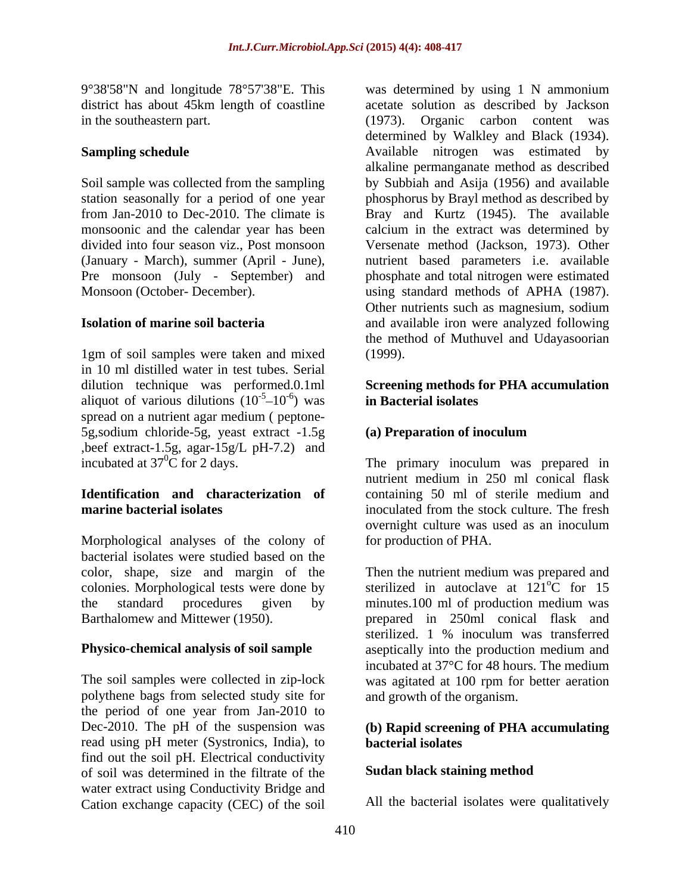9°38'58"N and longitude 78°57'38"E. This district has about 45km length of coastline in the southeastern part.

**Sampling schedule**

Soil sample was collected from the sampling station seasonally for a period of one year from Jan-2010 to Dec-2010. The climate is monsoonic and the calendar year has been divided into four season viz., Post monsoon (January - March), summer (April - June), Pre monsoon (July - September) and Monsoon (October- December).

**Isolation of marine soil bacteria**

1gm of soil samples were taken and mixed in 10 ml distilled water in test tubes. Serial dilution technique was performed.0.1ml aliquot of various dilutions ($10^{-5}$–$10^{-6}$) was spread on a nutrient agar medium ( peptone-5g,sodium chloride-5g, yeast extract -1.5g ,beef extract-1.5g, agar-15g/L pH-7.2) and incubated at $37^0$C for 2 days.

**Identification and characterization of marine bacterial isolates**

Morphological analyses of the colony of bacterial isolates were studied based on the color, shape, size and margin of the colonies. Morphological tests were done by the standard procedures given by Barthalomew and Mittewer (1950).

**Physico-chemical analysis of soil sample**

The soil samples were collected in zip-lock polythene bags from selected study site for the period of one year from Jan-2010 to Dec-2010. The pH of the suspension was read using pH meter (Systronics, India), to find out the soil pH. Electrical conductivity of soil was determined in the filtrate of the water extract using Conductivity Bridge and Cation exchange capacity (CEC) of the soil was determined by using 1 N ammonium acetate solution as described by Jackson (1973). Organic carbon content was determined by Walkley and Black (1934). Available nitrogen was estimated by alkaline permanganate method as described by Subbiah and Asija (1956) and available phosphorus by Brayl method as described by Bray and Kurtz (1945). The available calcium in the extract was determined by Versenate method (Jackson, 1973). Other nutrient based parameters i.e. available phosphate and total nitrogen were estimated using standard methods of APHA (1987). Other nutrients such as magnesium, sodium and available iron were analyzed following the method of Muthuvel and Udayasoorian (1999).

**Screening methods for PHA accumulation in Bacterial isolates**

**(a) Preparation of inoculum**

The primary inoculum was prepared in nutrient medium in 250 ml conical flask containing 50 ml of sterile medium and inoculated from the stock culture. The fresh overnight culture was used as an inoculum for production of PHA.

Then the nutrient medium was prepared and sterilized in autoclave at 121$^o$C for 15 minutes.100 ml of production medium was prepared in 250ml conical flask and sterilized. 1 % inoculum was transferred aseptically into the production medium and incubated at 37°C for 48 hours. The medium was agitated at 100 rpm for better aeration and growth of the organism.

**(b) Rapid screening of PHA accumulating bacterial isolates**

**Sudan black staining method**

All the bacterial isolates were qualitatively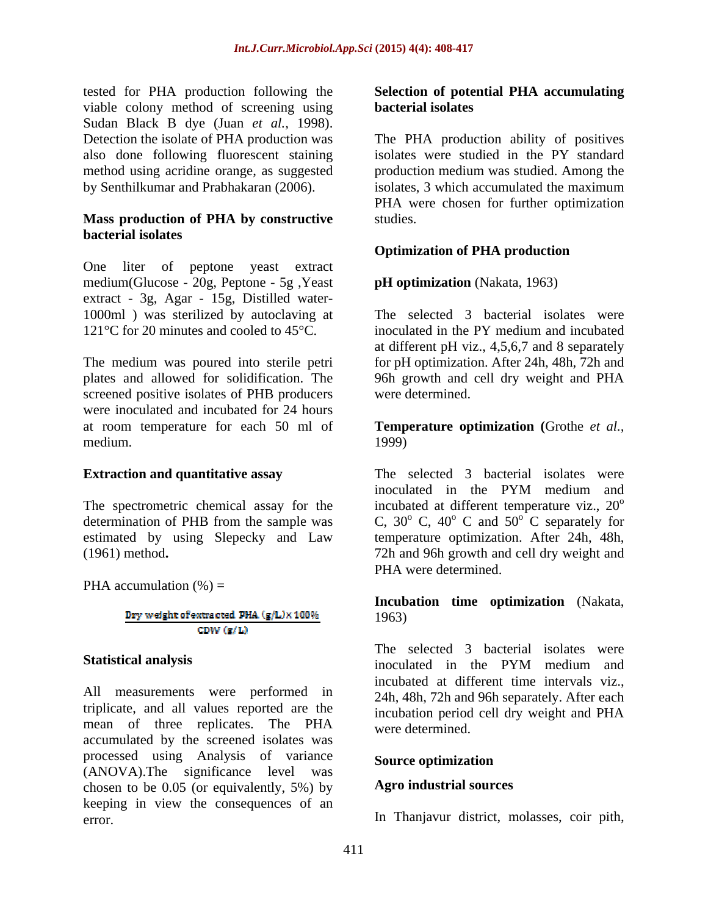tested for PHA production following the viable colony method of screening using Sudan Black B dye (Juan *et al.,* 1998). Detection the isolate of PHA production was also done following fluorescent staining method using acridine orange, as suggested by Senthilkumar and Prabhakaran (2006).

### Mass production of PHA by constructive bacterial isolates

One liter of peptone yeast extract medium(Glucose - 20g, Peptone - 5g ,Yeast extract - 3g, Agar - 15g, Distilled water-1000ml ) was sterilized by autoclaving at 121°C for 20 minutes and cooled to 45°C.

The medium was poured into sterile petri plates and allowed for solidification. The screened positive isolates of PHB producers were inoculated and incubated for 24 hours at room temperature for each 50 ml of medium.

### Extraction and quantitative assay

The spectrometric chemical assay for the determination of PHB from the sample was estimated by using Slepecky and Law (1961) method**.**

PHA accumulation (%) =

$$\frac{\text{Dry weight of extracted PHA (g/L)} \times 100\%}{\text{CDW (g/L)}}$$

### Statistical analysis

All measurements were performed in triplicate, and all values reported are the mean of three replicates. The PHA accumulated by the screened isolates was processed using Analysis of variance (ANOVA).The significance level was chosen to be 0.05 (or equivalently, 5%) by keeping in view the consequences of an error.

### Selection of potential PHA accumulating bacterial isolates

The PHA production ability of positives isolates were studied in the PY standard production medium was studied. Among the isolates, 3 which accumulated the maximum PHA were chosen for further optimization studies.

### Optimization of PHA production

**pH optimization** (Nakata, 1963)

The selected 3 bacterial isolates were inoculated in the PY medium and incubated at different pH viz., 4,5,6,7 and 8 separately for pH optimization. After 24h, 48h, 72h and 96h growth and cell dry weight and PHA were determined.

**Temperature optimization (**Grothe *et al.,* 1999)

The selected 3 bacterial isolates were inoculated in the PYM medium and incubated at different temperature viz., 20$^{o}$ C, 30$^{o}$ C, 40$^{o}$ C and 50$^{o}$ C separately for temperature optimization. After 24h, 48h, 72h and 96h growth and cell dry weight and PHA were determined.

**Incubation time optimization** (Nakata, 1963)

The selected 3 bacterial isolates were inoculated in the PYM medium and incubated at different time intervals viz., 24h, 48h, 72h and 96h separately. After each incubation period cell dry weight and PHA were determined.

### Source optimization

#### Agro industrial sources

In Thanjavur district, molasses, coir pith,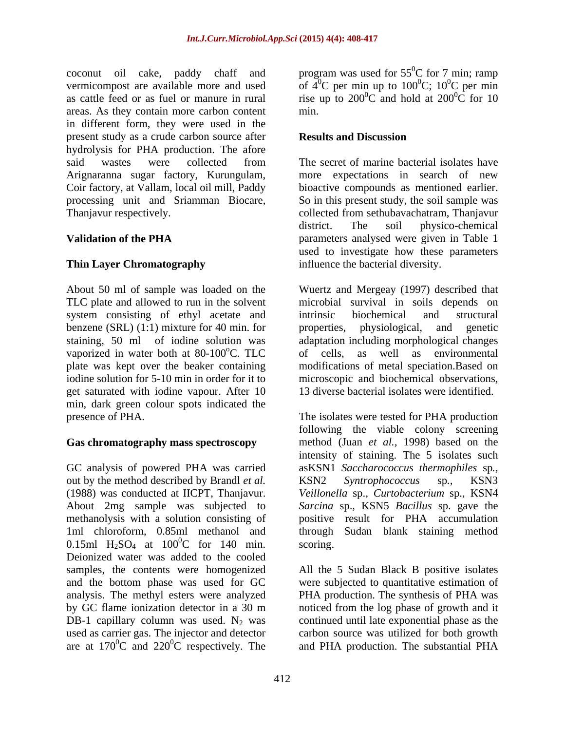coconut oil cake, paddy chaff and vermicompost are available more and used as cattle feed or as fuel or manure in rural areas. As they contain more carbon content in different form, they were used in the present study as a crude carbon source after hydrolysis for PHA production. The afore said wastes were collected from Arignaranna sugar factory, Kurungulam, Coir factory, at Vallam, local oil mill, Paddy processing unit and Sriamman Biocare, Thanjavur respectively.

**Validation of the PHA**

**Thin Layer Chromatography**

About 50 ml of sample was loaded on the TLC plate and allowed to run in the solvent system consisting of ethyl acetate and benzene (SRL) (1:1) mixture for 40 min. for staining, 50 ml of iodine solution was vaporized in water both at 80-100$^{o}$C. TLC plate was kept over the beaker containing iodine solution for 5-10 min in order for it to get saturated with iodine vapour. After 10 min, dark green colour spots indicated the presence of PHA.

**Gas chromatography mass spectroscopy**

GC analysis of powered PHA was carried out by the method described by Brandl *et al.* (1988) was conducted at IICPT, Thanjavur. About 2mg sample was subjected to methanolysis with a solution consisting of 1ml chloroform, 0.85ml methanol and 0.15ml $H_2SO_4$ at 100$^{0}$C for 140 min. Deionized water was added to the cooled samples, the contents were homogenized and the bottom phase was used for GC analysis. The methyl esters were analyzed by GC flame ionization detector in a 30 m DB-1 capillary column was used. $N_2$ was used as carrier gas. The injector and detector are at 170$^{0}$C and 220$^{0}$C respectively. The program was used for 55$^{0}$C for 7 min; ramp of 4$^{0}$C per min up to 100$^{0}$C; 10$^{0}$C per min rise up to 200$^{0}$C and hold at 200$^{0}$C for 10 min.

## Results and Discussion

The secret of marine bacterial isolates have more expectations in search of new bioactive compounds as mentioned earlier. So in this present study, the soil sample was collected from sethubavachatram, Thanjavur district. The soil physico-chemical parameters analysed were given in Table 1 used to investigate how these parameters influence the bacterial diversity.

Wuertz and Mergeay (1997) described that microbial survival in soils depends on intrinsic biochemical and structural properties, physiological, and genetic adaptation including morphological changes of cells, as well as environmental modifications of metal speciation.Based on microscopic and biochemical observations, 13 diverse bacterial isolates were identified.

The isolates were tested for PHA production following the viable colony screening method (Juan *et al.,* 1998) based on the intensity of staining. The 5 isolates such asKSN1 *Saccharococcus thermophiles* sp., KSN2 *Syntrophococcus* sp., KSN3 *Veillonella* sp., *Curtobacterium* sp., KSN4 *Sarcina* sp., KSN5 *Bacillus* sp. gave the positive result for PHA accumulation through Sudan blank staining method scoring.

All the 5 Sudan Black B positive isolates were subjected to quantitative estimation of PHA production. The synthesis of PHA was noticed from the log phase of growth and it continued until late exponential phase as the carbon source was utilized for both growth and PHA production. The substantial PHA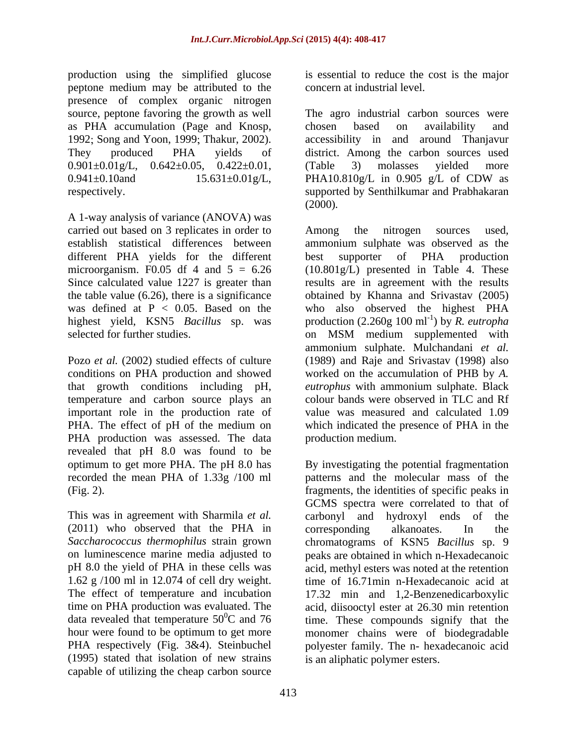production using the simplified glucose peptone medium may be attributed to the presence of complex organic nitrogen source, peptone favoring the growth as well as PHA accumulation (Page and Knosp, 1992; Song and Yoon, 1999; Thakur, 2002). They produced PHA yields of 0.901±0.01g/L, 0.642±0.05, 0.422±0.01, 0.941±0.10and 15.631±0.01g/L, respectively.

A 1-way analysis of variance (ANOVA) was carried out based on 3 replicates in order to establish statistical differences between different PHA yields for the different microorganism. F0.05 df 4 and 5 = 6.26 Since calculated value 1227 is greater than the table value (6.26), there is a significance was defined at $P < 0.05$. Based on the highest yield, KSN5 *Bacillus* sp. was selected for further studies.

Pozo *et al.* (2002) studied effects of culture conditions on PHA production and showed that growth conditions including pH, temperature and carbon source plays an important role in the production rate of PHA. The effect of pH of the medium on PHA production was assessed. The data revealed that pH 8.0 was found to be optimum to get more PHA. The pH 8.0 has recorded the mean PHA of 1.33g /100 ml (Fig. 2).

This was in agreement with Sharmila *et al.* (2011) who observed that the PHA in *Saccharococcus thermophilus* strain grown on luminescence marine media adjusted to pH 8.0 the yield of PHA in these cells was 1.62 g /100 ml in 12.074 of cell dry weight. The effect of temperature and incubation time on PHA production was evaluated. The data revealed that temperature $50^0$C and 76 hour were found to be optimum to get more PHA respectively (Fig. 3&4). Steinbuchel (1995) stated that isolation of new strains capable of utilizing the cheap carbon source is essential to reduce the cost is the major concern at industrial level.

The agro industrial carbon sources were chosen based on availability and accessibility in and around Thanjavur district. Among the carbon sources used (Table 3) molasses yielded more PHA10.810g/L in 0.905 g/L of CDW as supported by Senthilkumar and Prabhakaran (2000).

Among the nitrogen sources used, ammonium sulphate was observed as the best supporter of PHA production (10.801g/L) presented in Table 4. These results are in agreement with the results obtained by Khanna and Srivastav (2005) who also observed the highest PHA production (2.260g 100 $ml^{-1}$) by *R. eutropha* on MSM medium supplemented with ammonium sulphate. Mulchandani *et al.* (1989) and Raje and Srivastav (1998) also worked on the accumulation of PHB by *A. eutrophus* with ammonium sulphate. Black colour bands were observed in TLC and Rf value was measured and calculated 1.09 which indicated the presence of PHA in the production medium.

By investigating the potential fragmentation patterns and the molecular mass of the fragments, the identities of specific peaks in GCMS spectra were correlated to that of carbonyl and hydroxyl ends of the corresponding alkanoates. In the chromatograms of KSN5 *Bacillus* sp. 9 peaks are obtained in which n-Hexadecanoic acid, methyl esters was noted at the retention time of 16.71min n-Hexadecanoic acid at 17.32 min and 1,2-Benzenedicarboxylic acid, diisooctyl ester at 26.30 min retention time. These compounds signify that the monomer chains were of biodegradable polyester family. The n- hexadecanoic acid is an aliphatic polymer esters.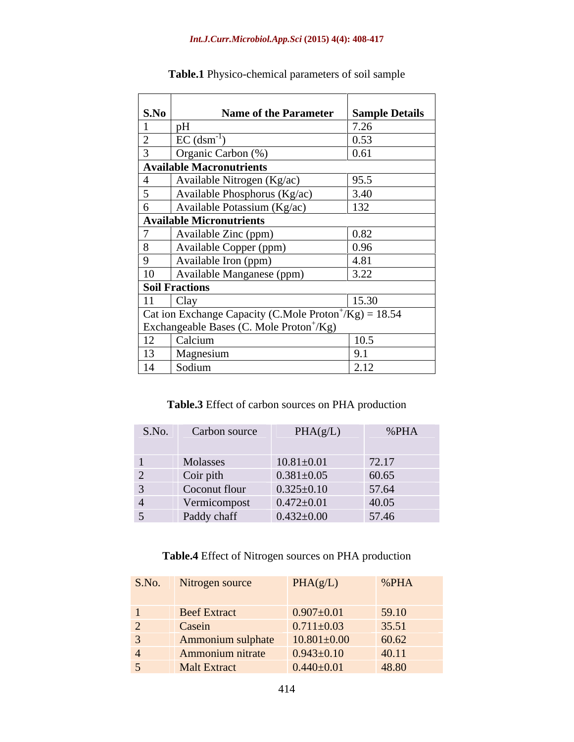**Table.1** Physico-chemical parameters of soil sample

| S.No | Name of the Parameter | Sample Details |
|---|---|---|
| 1 | pH | 7.26 |
| 2 | EC ($dsm^{-1}$) | 0.53 |
| 3 | Organic Carbon (%) | 0.61 |
| **Available Macronutrients** | | |
| 4 | Available Nitrogen (Kg/ac) | 95.5 |
| 5 | Available Phosphorus (Kg/ac) | 3.40 |
| 6 | Available Potassium (Kg/ac) | 132 |
| **Available Micronutrients** | | |
| 7 | Available Zinc (ppm) | 0.82 |
| 8 | Available Copper (ppm) | 0.96 |
| 9 | Available Iron (ppm) | 4.81 |
| 10 | Available Manganese (ppm) | 3.22 |
| **Soil Fractions** | | |
| 11 | Clay | 15.30 |
| Cat ion Exchange Capacity (C.Mole $Proton^{+}$/Kg) = 18.54 | | |
| Exchangeable Bases (C. Mole $Proton^{+}$/Kg) | | |
| 12 | Calcium | 10.5 |
| 13 | Magnesium | 9.1 |
| 14 | Sodium | 2.12 |

**Table.3** Effect of carbon sources on PHA production

| S.No. | Carbon source | PHA(g/L) | %PHA |
|---|---|---|---|
| 1 | Molasses | 10.81±0.01 | 72.17 |
| 2 | Coir pith | 0.381±0.05 | 60.65 |
| 3 | Coconut flour | 0.325±0.10 | 57.64 |
| 4 | Vermicompost | 0.472±0.01 | 40.05 |
| 5 | Paddy chaff | 0.432±0.00 | 57.46 |

**Table.4** Effect of Nitrogen sources on PHA production

| S.No. | Nitrogen source | PHA(g/L) | %PHA |
|---|---|---|---|
| 1 | Beef Extract | 0.907±0.01 | 59.10 |
| 2 | Casein | 0.711±0.03 | 35.51 |
| 3 | Ammonium sulphate | 10.801±0.00 | 60.62 |
| 4 | Ammonium nitrate | 0.943±0.10 | 40.11 |
| 5 | Malt Extract | 0.440±0.01 | 48.80 |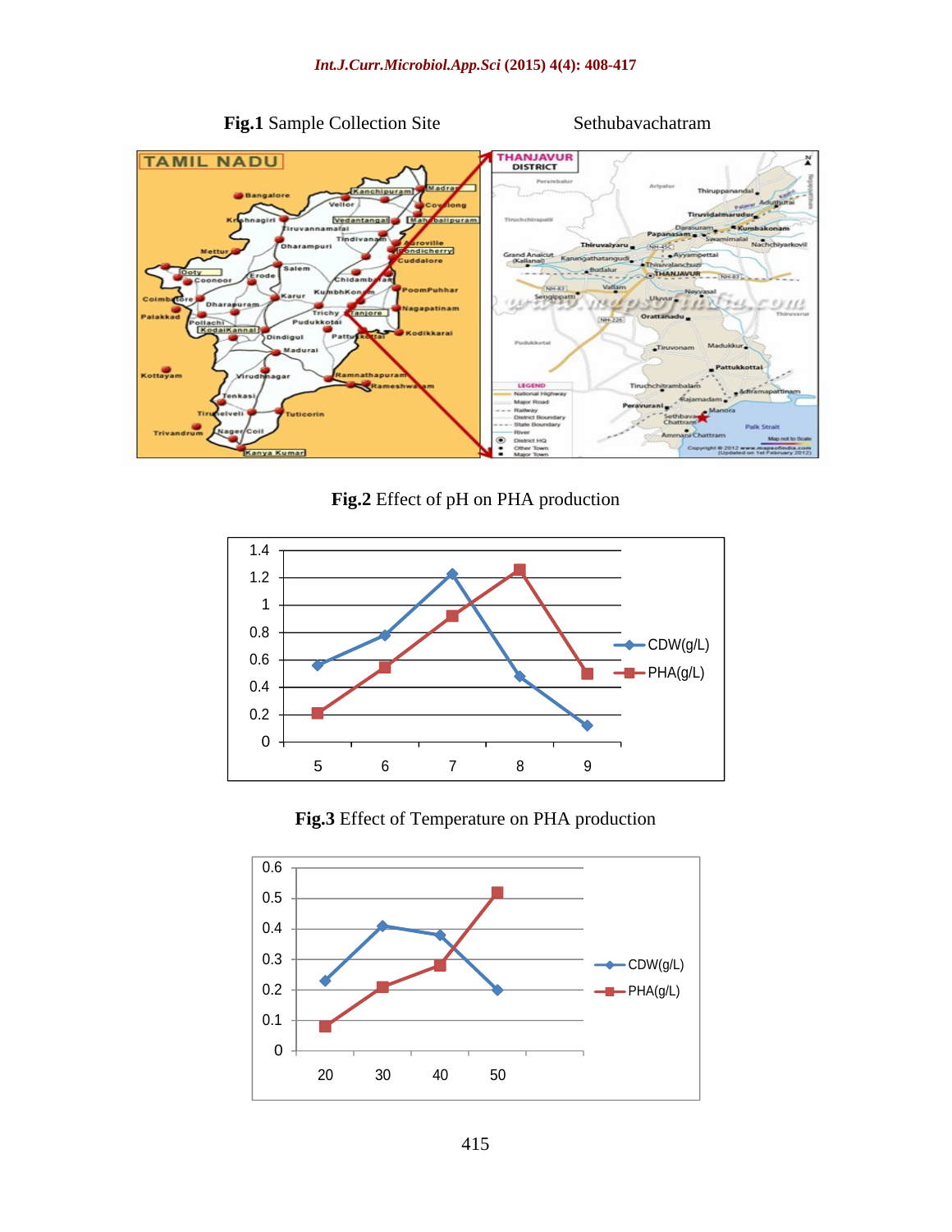**Fig.1** Sample Collection Site Sethubavachatram

**Fig.2** Effect of pH on PHA production

**Fig.3** Effect of Temperature on PHA production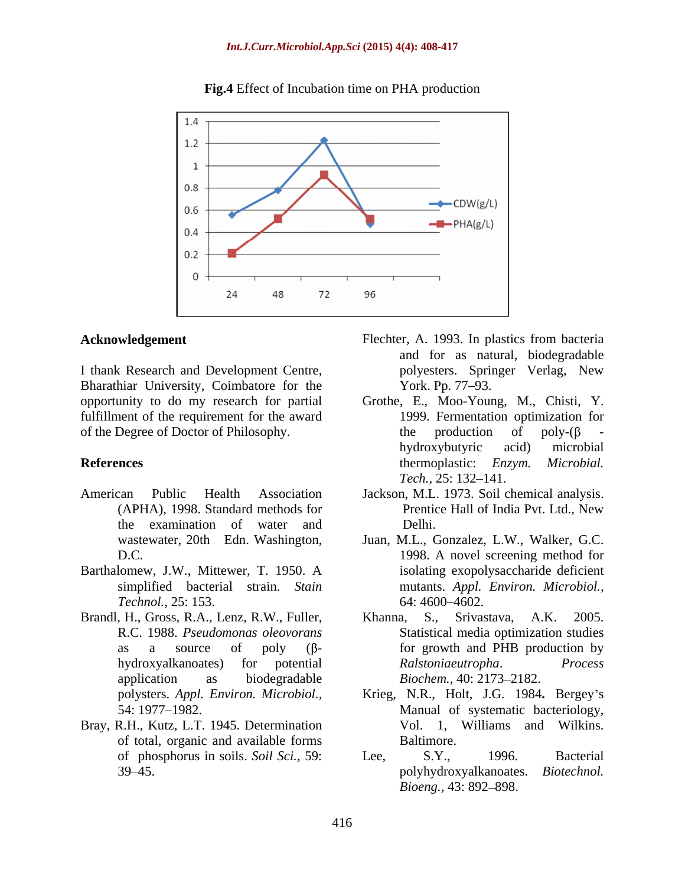**Fig.4** Effect of Incubation time on PHA production

## Acknowledgement

I thank Research and Development Centre, Bharathiar University, Coimbatore for the opportunity to do my research for partial fulfillment of the requirement for the award of the Degree of Doctor of Philosophy.

## References

American Public Health Association (APHA), 1998. Standard methods for the examination of water and wastewater, 20th Edn. Washington, D.C.

Barthalomew, J.W., Mittewer, T. 1950. A simplified bacterial strain. *Stain Technol.*, 25: 153.

Brandl, H., Gross, R.A., Lenz, R.W., Fuller, R.C. 1988. *Pseudomonas oleovorans* as a source of poly (β-hydroxyalkanoates) for potential application as biodegradable polysters. *Appl. Environ. Microbiol.*, 54: 1977–1982.

Bray, R.H., Kutz, L.T. 1945. Determination of total, organic and available forms of phosphorus in soils. *Soil Sci.*, 59: 39–45.

Flechter, A. 1993. In plastics from bacteria and for as natural, biodegradable polyesters. Springer Verlag, New York. Pp. 77–93.

Grothe, E., Moo-Young, M., Chisti, Y. 1999. Fermentation optimization for the production of poly-(β -hydroxybutyric acid) microbial thermoplastic: *Enzym. Microbial. Tech.*, 25: 132–141.

Jackson, M.L. 1973. Soil chemical analysis. Prentice Hall of India Pvt. Ltd., New Delhi.

Juan, M.L., Gonzalez, L.W., Walker, G.C. 1998. A novel screening method for isolating exopolysaccharide deficient mutants. *Appl. Environ. Microbiol.*, 64: 4600–4602.

Khanna, S., Srivastava, A.K. 2005. Statistical media optimization studies for growth and PHB production by *Ralstoniaeutropha*. *Process Biochem.*, 40: 2173–2182.

Krieg, N.R., Holt, J.G. 1984**.** Bergey's Manual of systematic bacteriology, Vol. 1, Williams and Wilkins. Baltimore.

Lee, S.Y., 1996. Bacterial polyhydroxyalkanoates. *Biotechnol. Bioeng.*, 43: 892–898.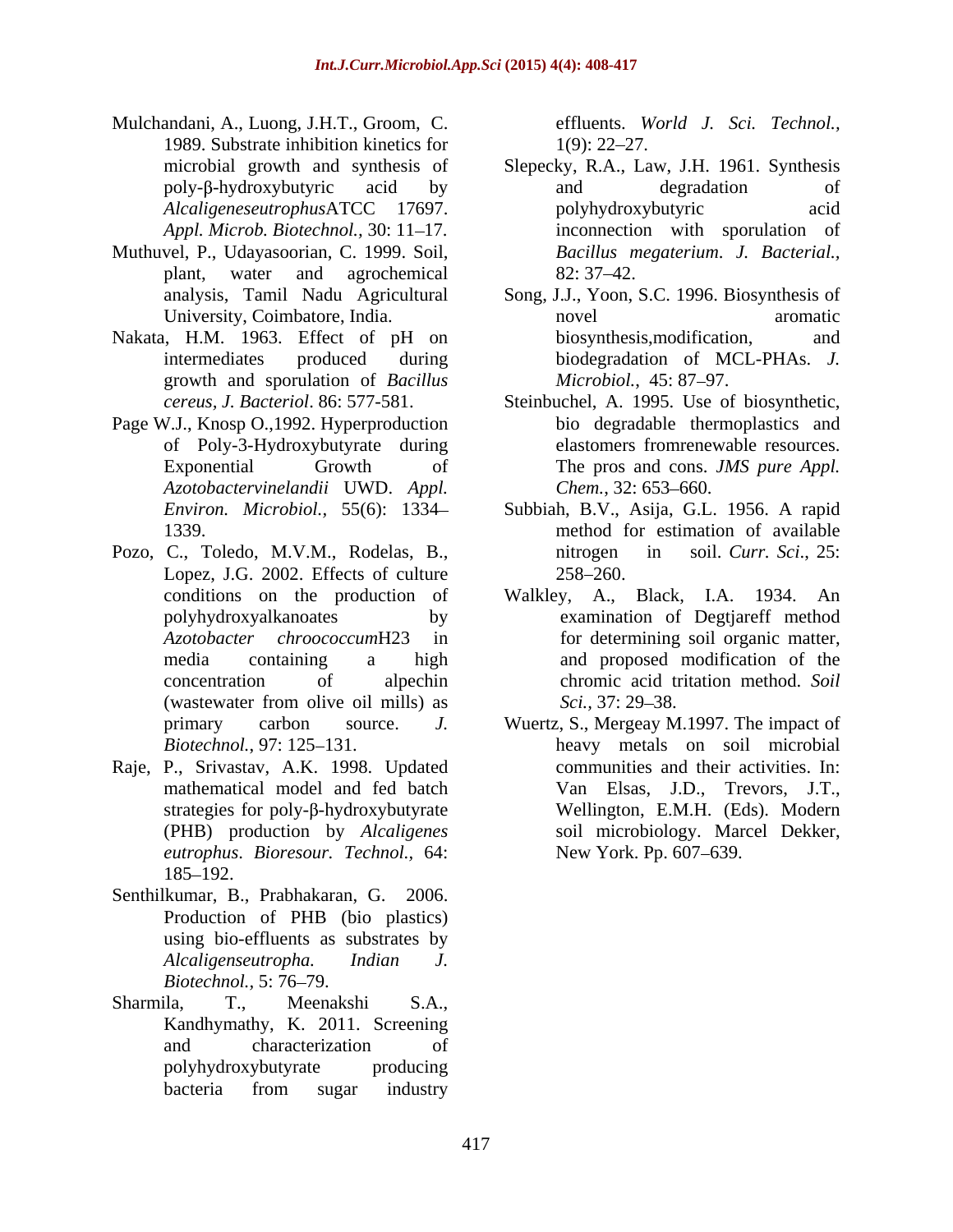Mulchandani, A., Luong, J.H.T., Groom, C. 1989. Substrate inhibition kinetics for microbial growth and synthesis of poly-β-hydroxybutyric acid by *Alcaligeneseutrophus*ATCC 17697. *Appl. Microb. Biotechnol.,* 30: 11–17.

Muthuvel, P., Udayasoorian, C. 1999. Soil, plant, water and agrochemical analysis, Tamil Nadu Agricultural University, Coimbatore, India.

Nakata, H.M. 1963. Effect of pH on intermediates produced during growth and sporulation of *Bacillus cereus, J. Bacteriol*. 86: 577-581.

Page W.J., Knosp O.,1992. Hyperproduction of Poly-3-Hydroxybutyrate during Exponential Growth of *Azotobactervinelandii* UWD. *Appl. Environ. Microbiol.,* 55(6): 1334–1339.

Pozo, C., Toledo, M.V.M., Rodelas, B., Lopez, J.G. 2002. Effects of culture conditions on the production of polyhydroxyalkanoates by *Azotobacter chroococcum*H23 in media containing a high concentration of alpechin (wastewater from olive oil mills) as primary carbon source. *J. Biotechnol.,* 97: 125–131.

Raje, P., Srivastav, A.K. 1998. Updated mathematical model and fed batch strategies for poly-β-hydroxybutyrate (PHB) production by *Alcaligenes eutrophus*. *Bioresour. Technol.,* 64: 185–192.

Senthilkumar, B., Prabhakaran, G. 2006. Production of PHB (bio plastics) using bio-effluents as substrates by *Alcaligenseutropha. Indian J. Biotechnol.,* 5: 76–79.

Sharmila, T., Meenakshi S.A., Kandhymathy, K. 2011. Screening and characterization of polyhydroxybutyrate producing bacteria from sugar industry effluents. *World J. Sci. Technol.,* 1(9): 22–27.

Slepecky, R.A., Law, J.H. 1961. Synthesis and degradation of polyhydroxybutyric acid inconnection with sporulation of *Bacillus megaterium*. *J. Bacterial.,* 82: 37–42.

Song, J.J., Yoon, S.C. 1996. Biosynthesis of novel aromatic biosynthesis,modification, and biodegradation of MCL-PHAs. *J. Microbiol.*, 45: 87–97.

Steinbuchel, A. 1995. Use of biosynthetic, bio degradable thermoplastics and elastomers fromrenewable resources. The pros and cons. *JMS pure Appl. Chem.,* 32: 653–660.

Subbiah, B.V., Asija, G.L. 1956. A rapid method for estimation of available nitrogen in soil. *Curr. Sci*., 25: 258–260.

Walkley, A., Black, I.A. 1934. An examination of Degtjareff method for determining soil organic matter, and proposed modification of the chromic acid tritation method. *Soil Sci.,* 37: 29–38.

Wuertz, S., Mergeay M.1997. The impact of heavy metals on soil microbial communities and their activities. In: Van Elsas, J.D., Trevors, J.T., Wellington, E.M.H. (Eds). Modern soil microbiology. Marcel Dekker, New York. Pp. 607–639.